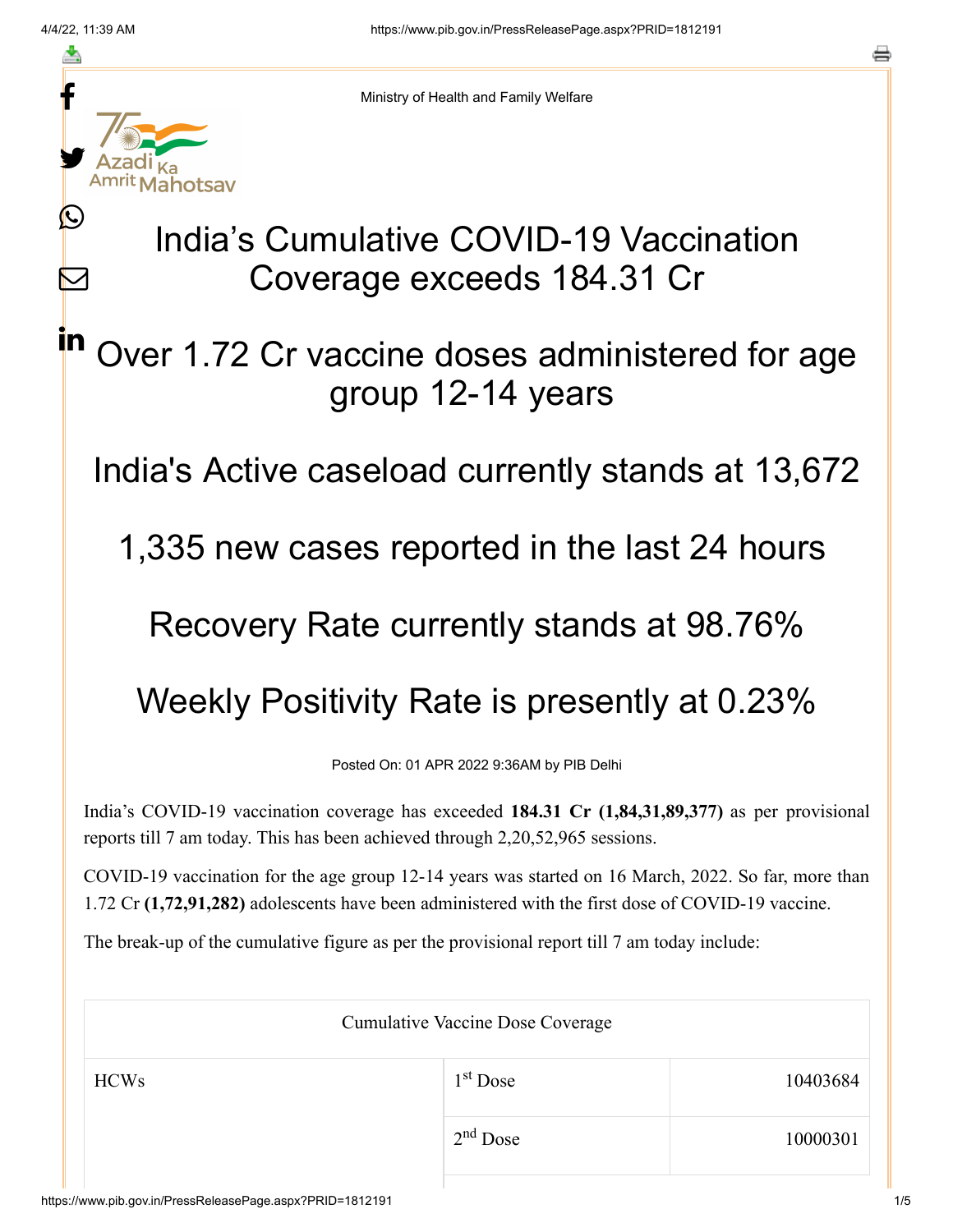Ministry of Health and Family Welfare

# India’s Cumulative COVID-19 Vaccination Coverage exceeds 184.31 Cr

## Over 1.72 Cr vaccine doses administered for age group 12-14 years

## India's Active caseload currently stands at 13,672

## 1,335 new cases reported in the last 24 hours

## Recovery Rate currently stands at 98.76%

## Weekly Positivity Rate is presently at 0.23%

Posted On: 01 APR 2022 9:36AM by PIB Delhi

India’s COVID-19 vaccination coverage has exceeded **184.31 Cr (1,84,31,89,377)** as per provisional reports till 7 am today. This has been achieved through 2,20,52,965 sessions.

COVID-19 vaccination for the age group 12-14 years was started on 16 March, 2022. So far, more than 1.72 Cr **(1,72,91,282)** adolescents have been administered with the first dose of COVID-19 vaccine.

The break-up of the cumulative figure as per the provisional report till 7 am today include:

| Cumulative Vaccine Dose Coverage | | |
|---|---|---|
| HCWs | 1st Dose | 10403684 |
| | 2nd Dose | 10000301 |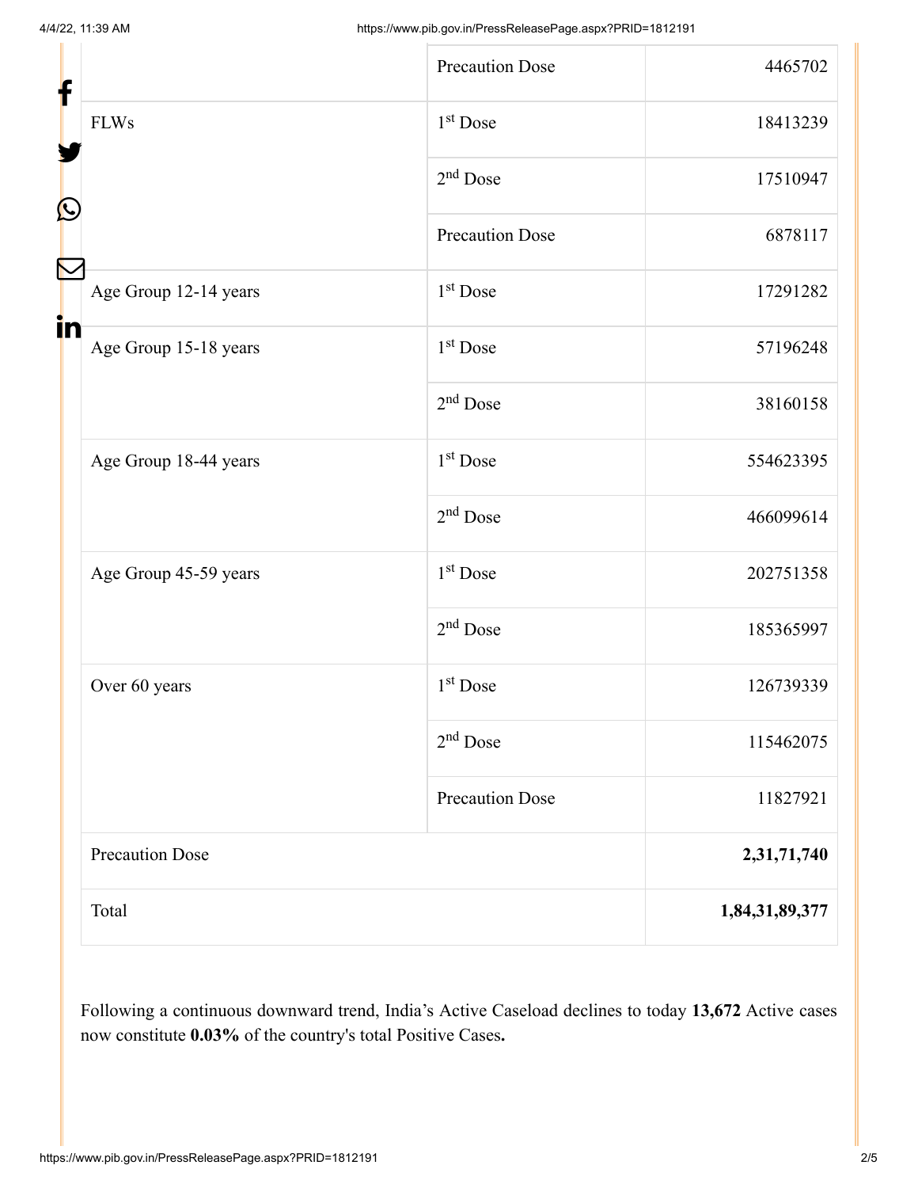| | | |
|---|---|---|
| | Precaution Dose | 4465702 |
| FLWs | 1st Dose | 18413239 |
| | 2nd Dose | 17510947 |
| | Precaution Dose | 6878117 |
| Age Group 12-14 years | 1st Dose | 17291282 |
| Age Group 15-18 years | 1st Dose | 57196248 |
| | 2nd Dose | 38160158 |
| Age Group 18-44 years | 1st Dose | 554623395 |
| | 2nd Dose | 466099614 |
| Age Group 45-59 years | 1st Dose | 202751358 |
| | 2nd Dose | 185365997 |
| Over 60 years | 1st Dose | 126739339 |
| | 2nd Dose | 115462075 |
| | Precaution Dose | 11827921 |
| Precaution Dose | | **2,31,71,740** |
| Total | | **1,84,31,89,377** |

Following a continuous downward trend, India's Active Caseload declines to today **13,672** Active cases now constitute **0.03%** of the country's total Positive Cases**.**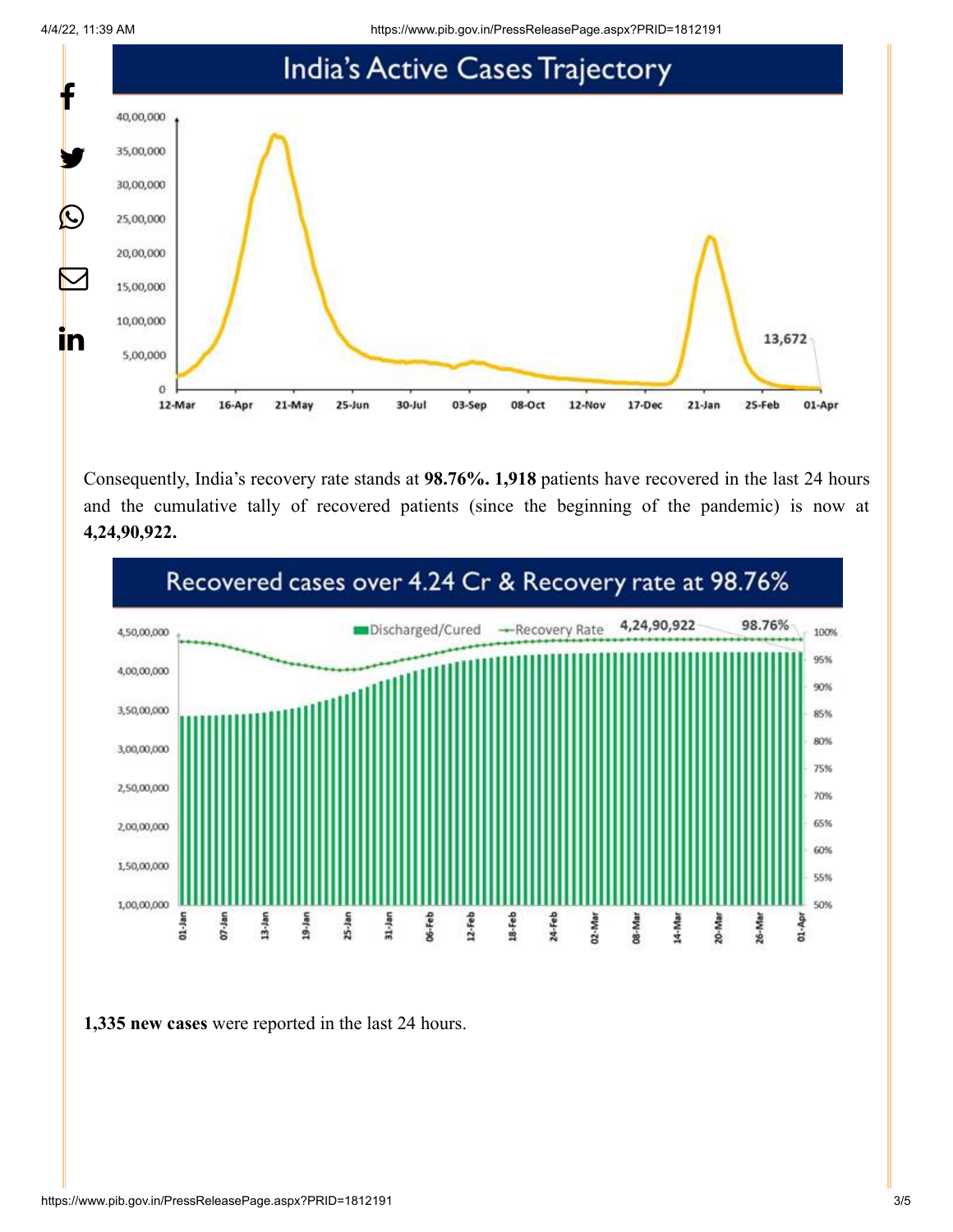## India's Active Cases Trajectory

Consequently, India's recovery rate stands at **98.76%. 1,918** patients have recovered in the last 24 hours and the cumulative tally of recovered patients (since the beginning of the pandemic) is now at **4,24,90,922.**

## Recovered cases over 4.24 Cr & Recovery rate at 98.76%

**1,335 new cases** were reported in the last 24 hours.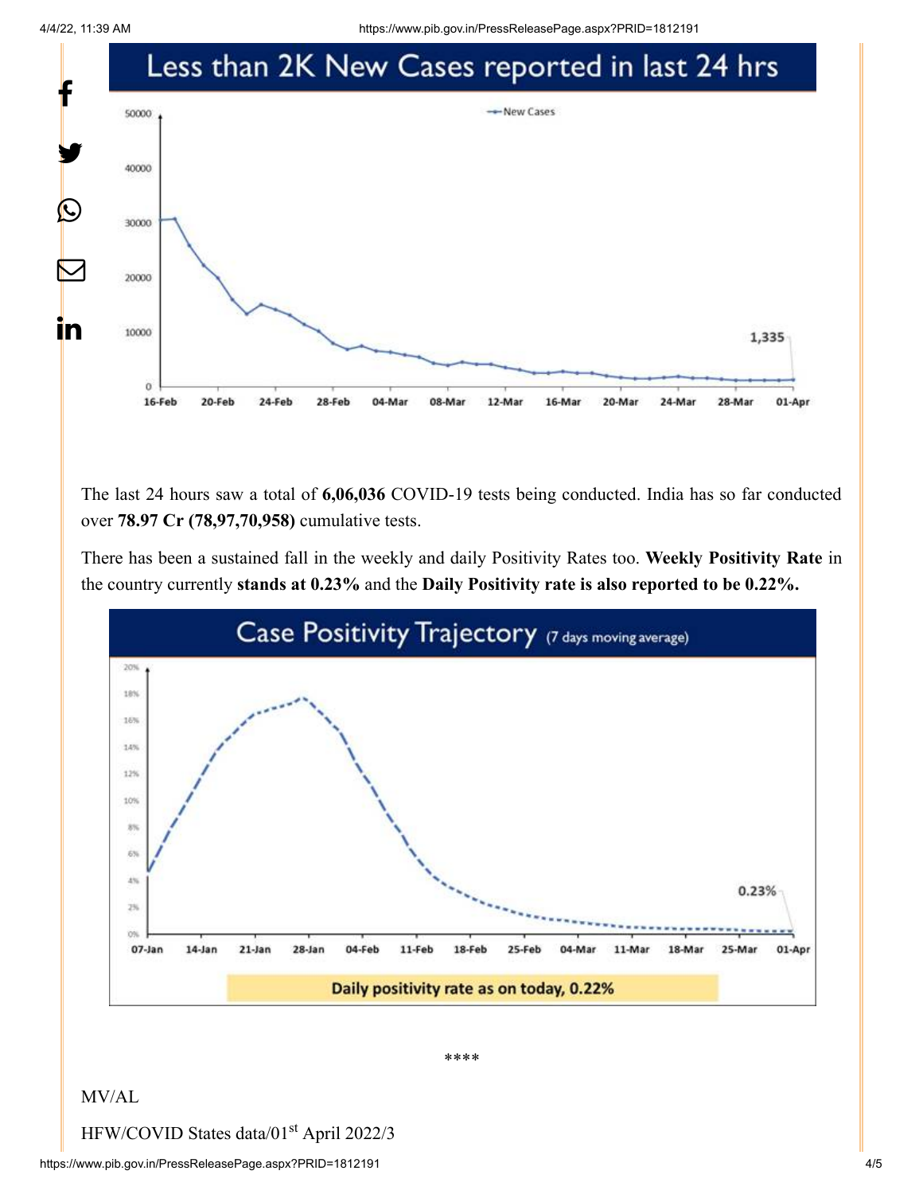## Less than 2K New Cases reported in last 24 hrs

The last 24 hours saw a total of **6,06,036** COVID-19 tests being conducted. India has so far conducted over **78.97 Cr (78,97,70,958)** cumulative tests.

There has been a sustained fall in the weekly and daily Positivity Rates too. **Weekly Positivity Rate** in the country currently **stands at 0.23%** and the **Daily Positivity rate is also reported to be 0.22%.**

## Case Positivity Trajectory (7 days moving average)

Daily positivity rate as on today, 0.22%

\*\*\*\*

MV/AL

HFW/COVID States data/01st April 2022/3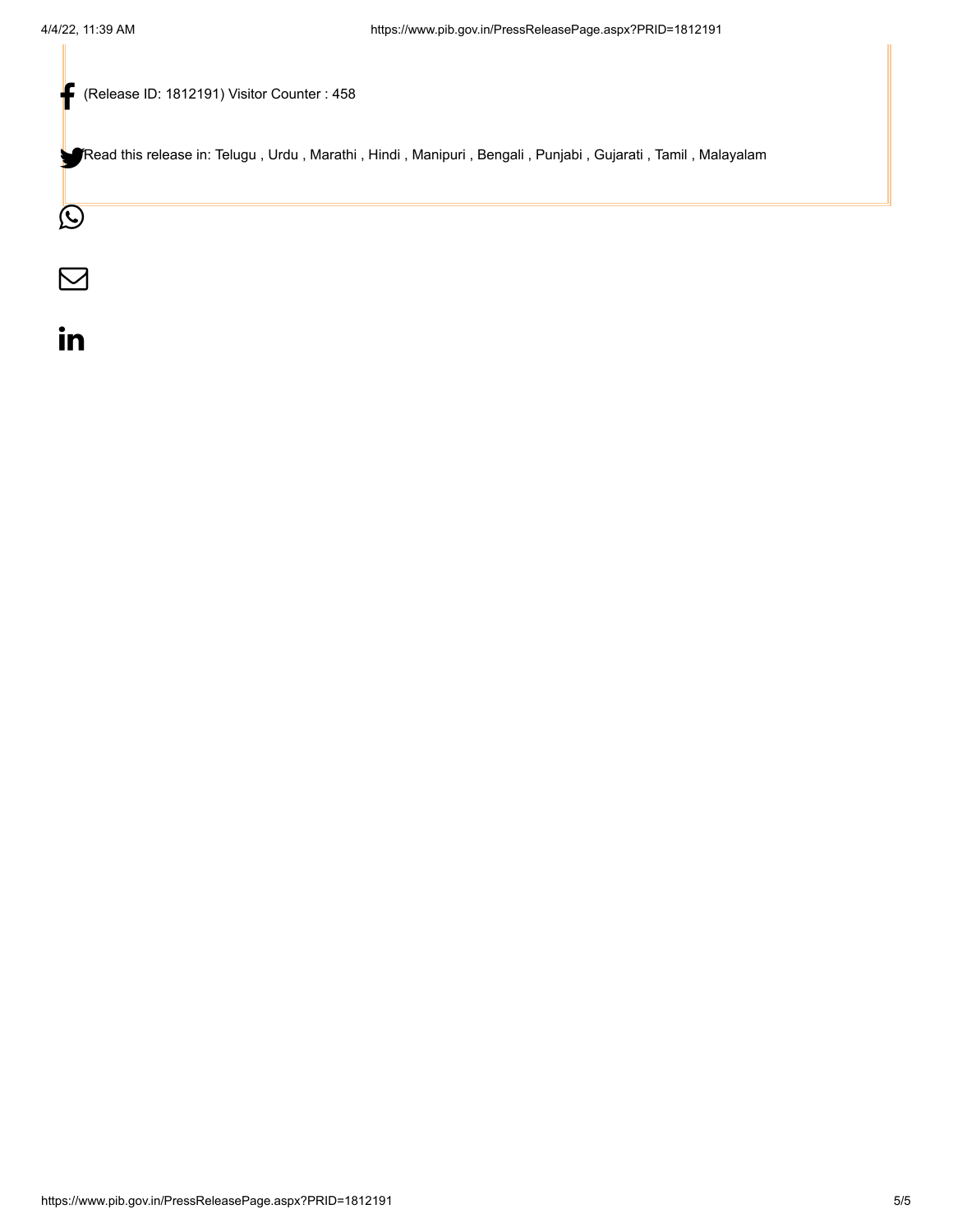(Release ID: 1812191) Visitor Counter : 458

Read this release in: Telugu , Urdu , Marathi , Hindi , Manipuri , Bengali , Punjabi , Gujarati , Tamil , Malayalam